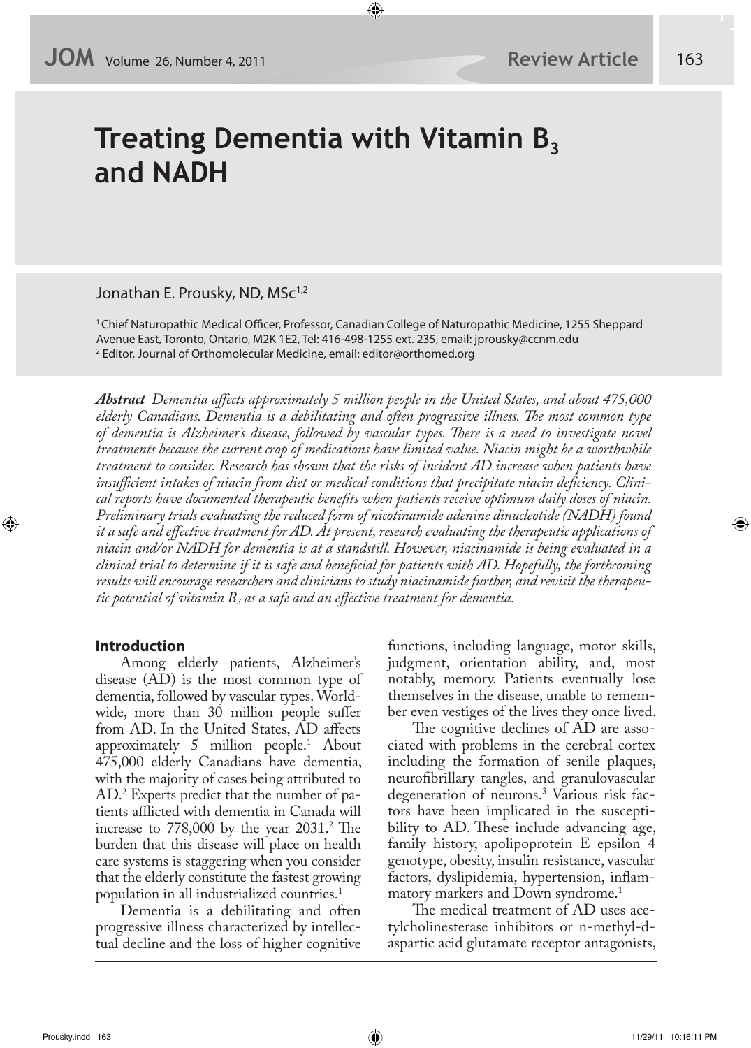# Treating Dementia with Vitamin $B_3$ and NADH

Jonathan E. Prousky, ND, MSc[1,2]

[1] Chief Naturopathic Medical Officer, Professor, Canadian College of Naturopathic Medicine, 1255 Sheppard Avenue East, Toronto, Ontario, M2K 1E2, Tel: 416-498-1255 ext. 235, email: jprousky@ccnm.edu
[2] Editor, Journal of Orthomolecular Medicine, email: editor@orthomed.org

***Abstract*** *Dementia affects approximately 5 million people in the United States, and about 475,000 elderly Canadians. Dementia is a debilitating and often progressive illness. The most common type of dementia is Alzheimer's disease, followed by vascular types. There is a need to investigate novel treatments because the current crop of medications have limited value. Niacin might be a worthwhile treatment to consider. Research has shown that the risks of incident AD increase when patients have insufficient intakes of niacin from diet or medical conditions that precipitate niacin deficiency. Clinical reports have documented therapeutic benefits when patients receive optimum daily doses of niacin. Preliminary trials evaluating the reduced form of nicotinamide adenine dinucleotide (NADH) found it a safe and effective treatment for AD. At present, research evaluating the therapeutic applications of niacin and/or NADH for dementia is at a standstill. However, niacinamide is being evaluated in a clinical trial to determine if it is safe and beneficial for patients with AD. Hopefully, the forthcoming results will encourage researchers and clinicians to study niacinamide further, and revisit the therapeutic potential of vitamin $B_3$ as a safe and an effective treatment for dementia.*

## Introduction

Among elderly patients, Alzheimer's disease (AD) is the most common type of dementia, followed by vascular types. Worldwide, more than 30 million people suffer from AD. In the United States, AD affects approximately 5 million people.[1] About 475,000 elderly Canadians have dementia, with the majority of cases being attributed to AD.[2] Experts predict that the number of patients afflicted with dementia in Canada will increase to 778,000 by the year 2031.[2] The burden that this disease will place on health care systems is staggering when you consider that the elderly constitute the fastest growing population in all industrialized countries.[1]

Dementia is a debilitating and often progressive illness characterized by intellectual decline and the loss of higher cognitive functions, including language, motor skills, judgment, orientation ability, and, most notably, memory. Patients eventually lose themselves in the disease, unable to remember even vestiges of the lives they once lived.

The cognitive declines of AD are associated with problems in the cerebral cortex including the formation of senile plaques, neurofibrillary tangles, and granulovascular degeneration of neurons.[3] Various risk factors have been implicated in the susceptibility to AD. These include advancing age, family history, apolipoprotein E epsilon 4 genotype, obesity, insulin resistance, vascular factors, dyslipidemia, hypertension, inflammatory markers and Down syndrome.[1]

The medical treatment of AD uses acetylcholinesterase inhibitors or n-methyl-d-aspartic acid glutamate receptor antagonists,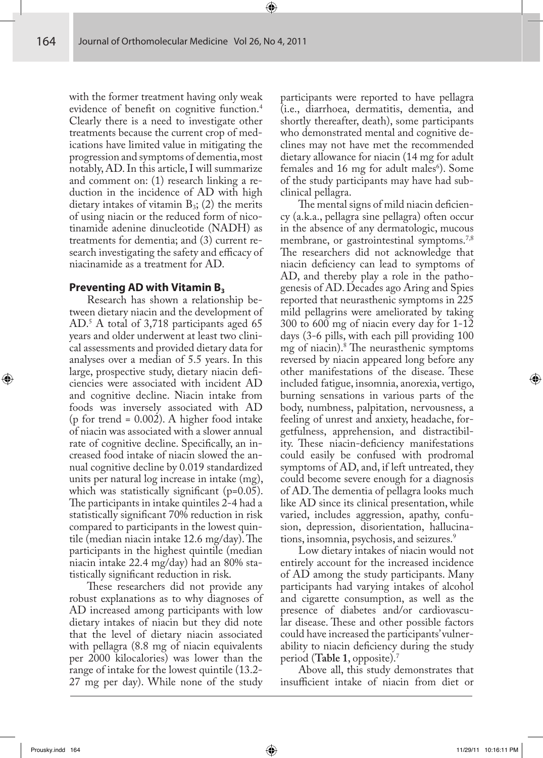with the former treatment having only weak evidence of benefit on cognitive function.[4] Clearly there is a need to investigate other treatments because the current crop of medications have limited value in mitigating the progression and symptoms of dementia, most notably, AD. In this article, I will summarize and comment on: (1) research linking a reduction in the incidence of AD with high dietary intakes of vitamin $B_3$; (2) the merits of using niacin or the reduced form of nicotinamide adenine dinucleotide (NADH) as treatments for dementia; and (3) current research investigating the safety and efficacy of niacinamide as a treatment for AD.

## Preventing AD with Vitamin $B_3$

Research has shown a relationship between dietary niacin and the development of AD.[5] A total of 3,718 participants aged 65 years and older underwent at least two clinical assessments and provided dietary data for analyses over a median of 5.5 years. In this large, prospective study, dietary niacin deficiencies were associated with incident AD and cognitive decline. Niacin intake from foods was inversely associated with AD (p for trend = 0.002). A higher food intake of niacin was associated with a slower annual rate of cognitive decline. Specifically, an increased food intake of niacin slowed the annual cognitive decline by 0.019 standardized units per natural log increase in intake (mg), which was statistically significant ($p=0.05$). The participants in intake quintiles 2-4 had a statistically significant 70% reduction in risk compared to participants in the lowest quintile (median niacin intake 12.6 mg/day). The participants in the highest quintile (median niacin intake 22.4 mg/day) had an 80% statistically significant reduction in risk.

These researchers did not provide any robust explanations as to why diagnoses of AD increased among participants with low dietary intakes of niacin but they did note that the level of dietary niacin associated with pellagra (8.8 mg of niacin equivalents per 2000 kilocalories) was lower than the range of intake for the lowest quintile (13.2-27 mg per day). While none of the study participants were reported to have pellagra (i.e., diarrhoea, dermatitis, dementia, and shortly thereafter, death), some participants who demonstrated mental and cognitive declines may not have met the recommended dietary allowance for niacin (14 mg for adult females and 16 mg for adult males[6]). Some of the study participants may have had subclinical pellagra.

The mental signs of mild niacin deficiency (a.k.a., pellagra sine pellagra) often occur in the absence of any dermatologic, mucous membrane, or gastrointestinal symptoms.[7,8] The researchers did not acknowledge that niacin deficiency can lead to symptoms of AD, and thereby play a role in the pathogenesis of AD. Decades ago Aring and Spies reported that neurasthenic symptoms in 225 mild pellagrins were ameliorated by taking 300 to 600 mg of niacin every day for 1-12 days (3-6 pills, with each pill providing 100 mg of niacin).[8] The neurasthenic symptoms reversed by niacin appeared long before any other manifestations of the disease. These included fatigue, insomnia, anorexia, vertigo, burning sensations in various parts of the body, numbness, palpitation, nervousness, a feeling of unrest and anxiety, headache, forgetfulness, apprehension, and distractibility. These niacin-deficiency manifestations could easily be confused with prodromal symptoms of AD, and, if left untreated, they could become severe enough for a diagnosis of AD. The dementia of pellagra looks much like AD since its clinical presentation, while varied, includes aggression, apathy, confusion, depression, disorientation, hallucinations, insomnia, psychosis, and seizures.[9]

Low dietary intakes of niacin would not entirely account for the increased incidence of AD among the study participants. Many participants had varying intakes of alcohol and cigarette consumption, as well as the presence of diabetes and/or cardiovascular disease. These and other possible factors could have increased the participants' vulnerability to niacin deficiency during the study period (**Table 1**, opposite).[7]

Above all, this study demonstrates that insufficient intake of niacin from diet or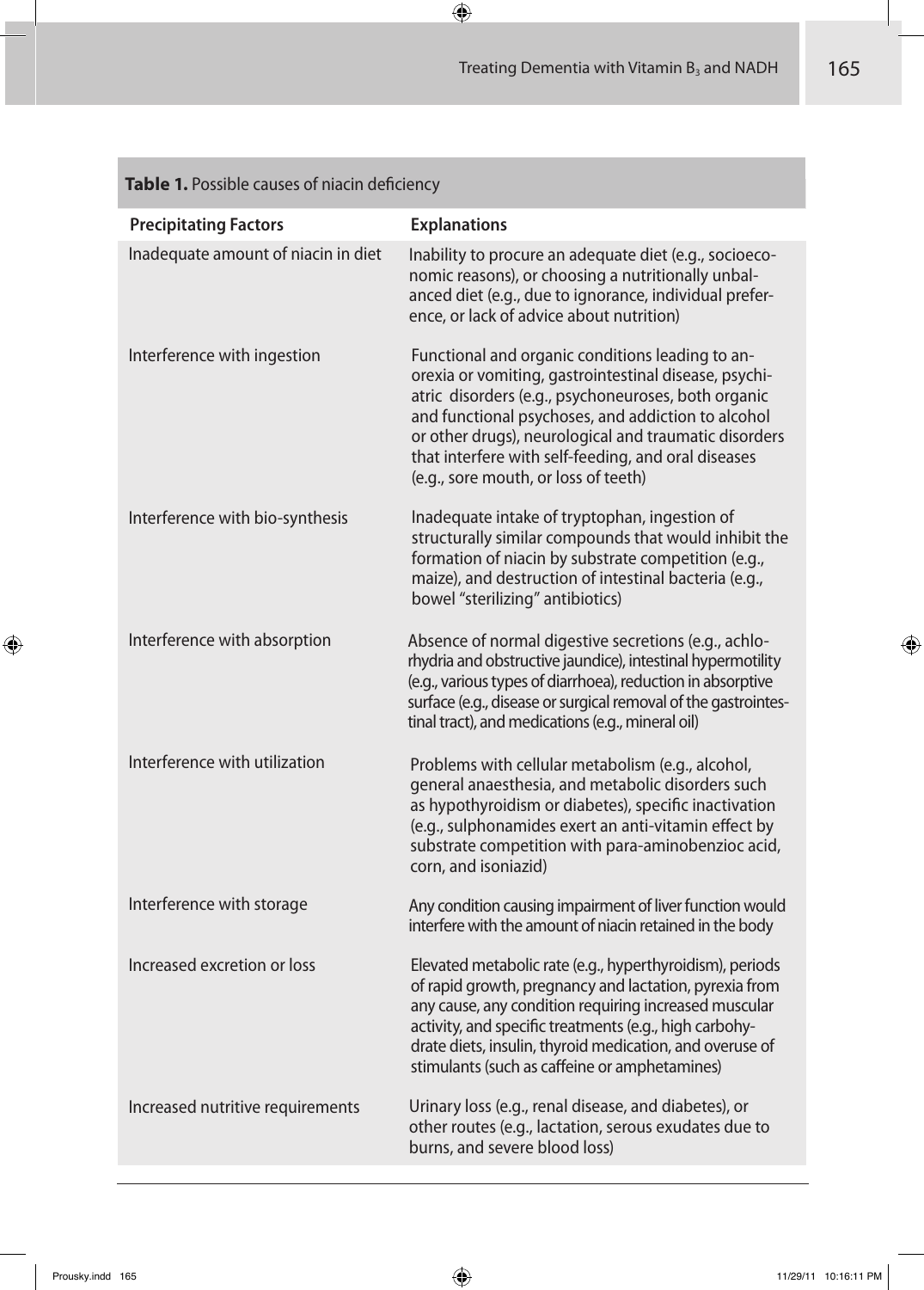**Table 1.** Possible causes of niacin deficiency

| Precipitating Factors | Explanations |
|---|---|
| Inadequate amount of niacin in diet | Inability to procure an adequate diet (e.g., socioeconomic reasons), or choosing a nutritionally unbalanced diet (e.g., due to ignorance, individual preference, or lack of advice about nutrition) |
| Interference with ingestion | Functional and organic conditions leading to anorexia or vomiting, gastrointestinal disease, psychiatric disorders (e.g., psychoneuroses, both organic and functional psychoses, and addiction to alcohol or other drugs), neurological and traumatic disorders that interfere with self-feeding, and oral diseases (e.g., sore mouth, or loss of teeth) |
| Interference with bio-synthesis | Inadequate intake of tryptophan, ingestion of structurally similar compounds that would inhibit the formation of niacin by substrate competition (e.g., maize), and destruction of intestinal bacteria (e.g., bowel "sterilizing" antibiotics) |
| Interference with absorption | Absence of normal digestive secretions (e.g., achlorhydria and obstructive jaundice), intestinal hypermotility (e.g., various types of diarrhoea), reduction in absorptive surface (e.g., disease or surgical removal of the gastrointestinal tract), and medications (e.g., mineral oil) |
| Interference with utilization | Problems with cellular metabolism (e.g., alcohol, general anaesthesia, and metabolic disorders such as hypothyroidism or diabetes), specific inactivation (e.g., sulphonamides exert an anti-vitamin effect by substrate competition with para-aminobenzioc acid, corn, and isoniazid) |
| Interference with storage | Any condition causing impairment of liver function would interfere with the amount of niacin retained in the body |
| Increased excretion or loss | Elevated metabolic rate (e.g., hyperthyroidism), periods of rapid growth, pregnancy and lactation, pyrexia from any cause, any condition requiring increased muscular activity, and specific treatments (e.g., high carbohydrate diets, insulin, thyroid medication, and overuse of stimulants (such as caffeine or amphetamines) |
| Increased nutritive requirements | Urinary loss (e.g., renal disease, and diabetes), or other routes (e.g., lactation, serous exudates due to burns, and severe blood loss) |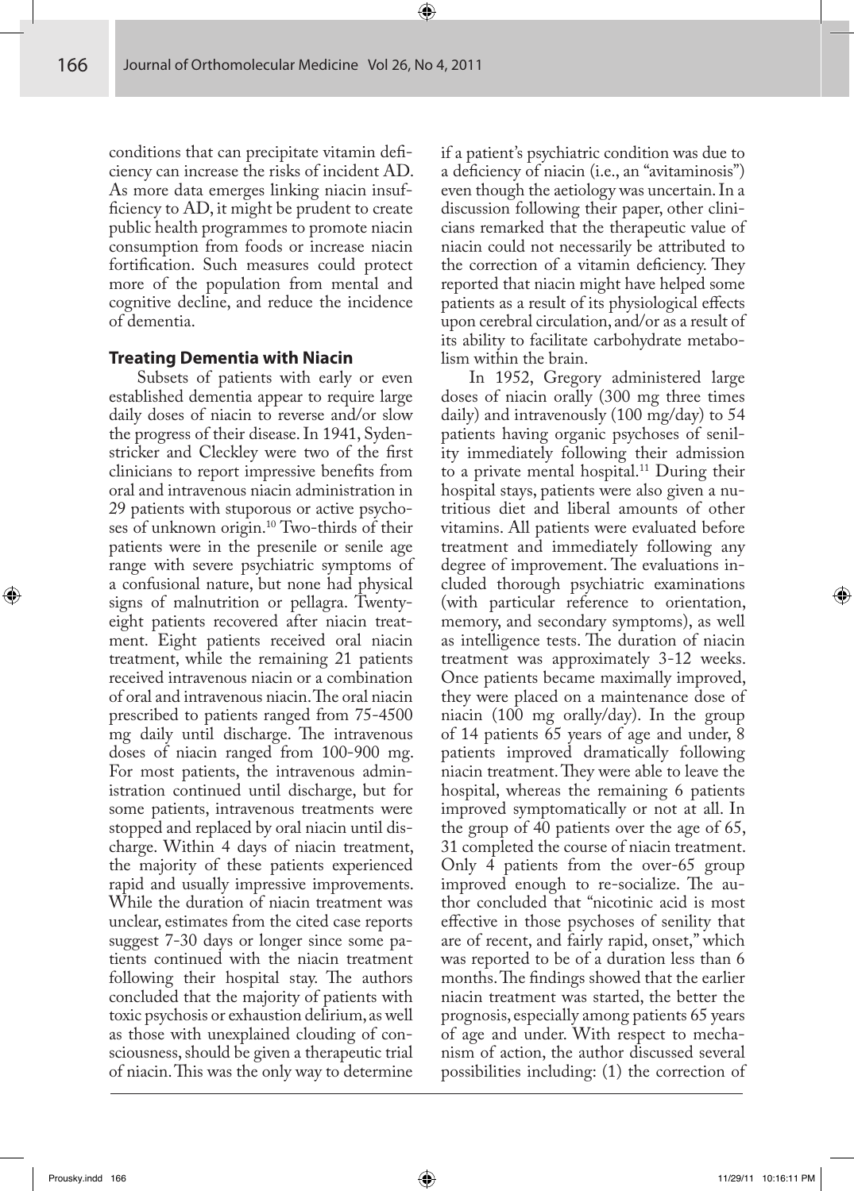conditions that can precipitate vitamin deficiency can increase the risks of incident AD. As more data emerges linking niacin insufficiency to AD, it might be prudent to create public health programmes to promote niacin consumption from foods or increase niacin fortification. Such measures could protect more of the population from mental and cognitive decline, and reduce the incidence of dementia.

### Treating Dementia with Niacin

Subsets of patients with early or even established dementia appear to require large daily doses of niacin to reverse and/or slow the progress of their disease. In 1941, Sydenstricker and Cleckley were two of the first clinicians to report impressive benefits from oral and intravenous niacin administration in 29 patients with stuporous or active psychoses of unknown origin.[10] Two-thirds of their patients were in the presenile or senile age range with severe psychiatric symptoms of a confusional nature, but none had physical signs of malnutrition or pellagra. Twenty-eight patients recovered after niacin treatment. Eight patients received oral niacin treatment, while the remaining 21 patients received intravenous niacin or a combination of oral and intravenous niacin. The oral niacin prescribed to patients ranged from 75-4500 mg daily until discharge. The intravenous doses of niacin ranged from 100-900 mg. For most patients, the intravenous administration continued until discharge, but for some patients, intravenous treatments were stopped and replaced by oral niacin until discharge. Within 4 days of niacin treatment, the majority of these patients experienced rapid and usually impressive improvements. While the duration of niacin treatment was unclear, estimates from the cited case reports suggest 7-30 days or longer since some patients continued with the niacin treatment following their hospital stay. The authors concluded that the majority of patients with toxic psychosis or exhaustion delirium, as well as those with unexplained clouding of consciousness, should be given a therapeutic trial of niacin. This was the only way to determine if a patient's psychiatric condition was due to a deficiency of niacin (i.e., an "avitaminosis") even though the aetiology was uncertain. In a discussion following their paper, other clinicians remarked that the therapeutic value of niacin could not necessarily be attributed to the correction of a vitamin deficiency. They reported that niacin might have helped some patients as a result of its physiological effects upon cerebral circulation, and/or as a result of its ability to facilitate carbohydrate metabolism within the brain.

In 1952, Gregory administered large doses of niacin orally (300 mg three times daily) and intravenously (100 mg/day) to 54 patients having organic psychoses of senility immediately following their admission to a private mental hospital.[11] During their hospital stays, patients were also given a nutritious diet and liberal amounts of other vitamins. All patients were evaluated before treatment and immediately following any degree of improvement. The evaluations included thorough psychiatric examinations (with particular reference to orientation, memory, and secondary symptoms), as well as intelligence tests. The duration of niacin treatment was approximately 3-12 weeks. Once patients became maximally improved, they were placed on a maintenance dose of niacin (100 mg orally/day). In the group of 14 patients 65 years of age and under, 8 patients improved dramatically following niacin treatment. They were able to leave the hospital, whereas the remaining 6 patients improved symptomatically or not at all. In the group of 40 patients over the age of 65, 31 completed the course of niacin treatment. Only 4 patients from the over-65 group improved enough to re-socialize. The author concluded that "nicotinic acid is most effective in those psychoses of senility that are of recent, and fairly rapid, onset," which was reported to be of a duration less than 6 months. The findings showed that the earlier niacin treatment was started, the better the prognosis, especially among patients 65 years of age and under. With respect to mechanism of action, the author discussed several possibilities including: (1) the correction of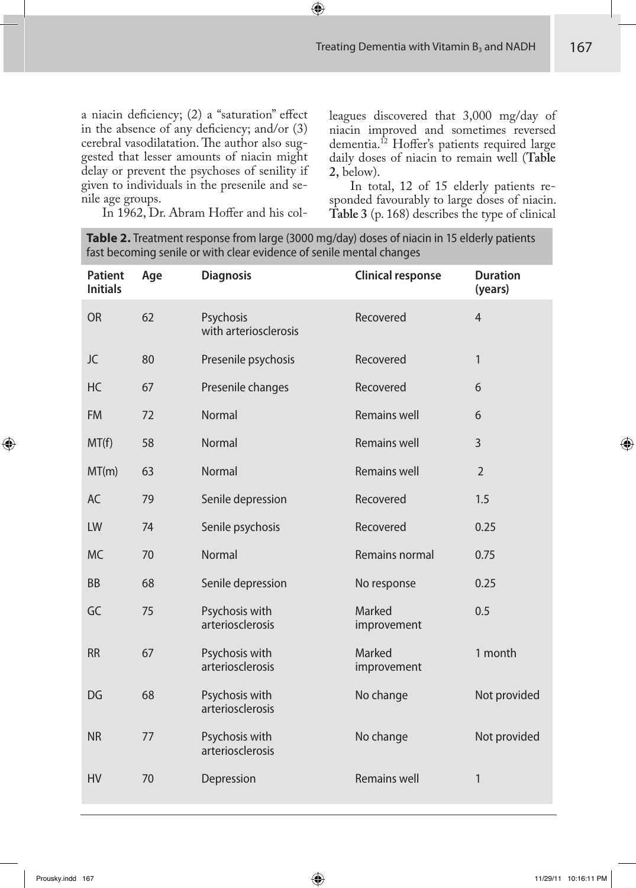a niacin deficiency; (2) a "saturation" effect in the absence of any deficiency; and/or (3) cerebral vasodilatation. The author also suggested that lesser amounts of niacin might delay or prevent the psychoses of senility if given to individuals in the presenile and senile age groups.

In 1962, Dr. Abram Hoffer and his colleagues discovered that 3,000 mg/day of niacin improved and sometimes reversed dementia.[12] Hoffer's patients required large daily doses of niacin to remain well (**Table 2,** below).

In total, 12 of 15 elderly patients responded favourably to large doses of niacin. **Table 3** (p. 168) describes the type of clinical

**Table 2.** Treatment response from large (3000 mg/day) doses of niacin in 15 elderly patients fast becoming senile or with clear evidence of senile mental changes

| Patient Initials | Age | Diagnosis | Clinical response | Duration (years) |
|---|---|---|---|---|
| OR | 62 | Psychosis with arteriosclerosis | Recovered | 4 |
| JC | 80 | Presenile psychosis | Recovered | 1 |
| HC | 67 | Presenile changes | Recovered | 6 |
| FM | 72 | Normal | Remains well | 6 |
| MT(f) | 58 | Normal | Remains well | 3 |
| MT(m) | 63 | Normal | Remains well | 2 |
| AC | 79 | Senile depression | Recovered | 1.5 |
| LW | 74 | Senile psychosis | Recovered | 0.25 |
| MC | 70 | Normal | Remains normal | 0.75 |
| BB | 68 | Senile depression | No response | 0.25 |
| GC | 75 | Psychosis with arteriosclerosis | Marked improvement | 0.5 |
| RR | 67 | Psychosis with arteriosclerosis | Marked improvement | 1 month |
| DG | 68 | Psychosis with arteriosclerosis | No change | Not provided |
| NR | 77 | Psychosis with arteriosclerosis | No change | Not provided |
| HV | 70 | Depression | Remains well | 1 |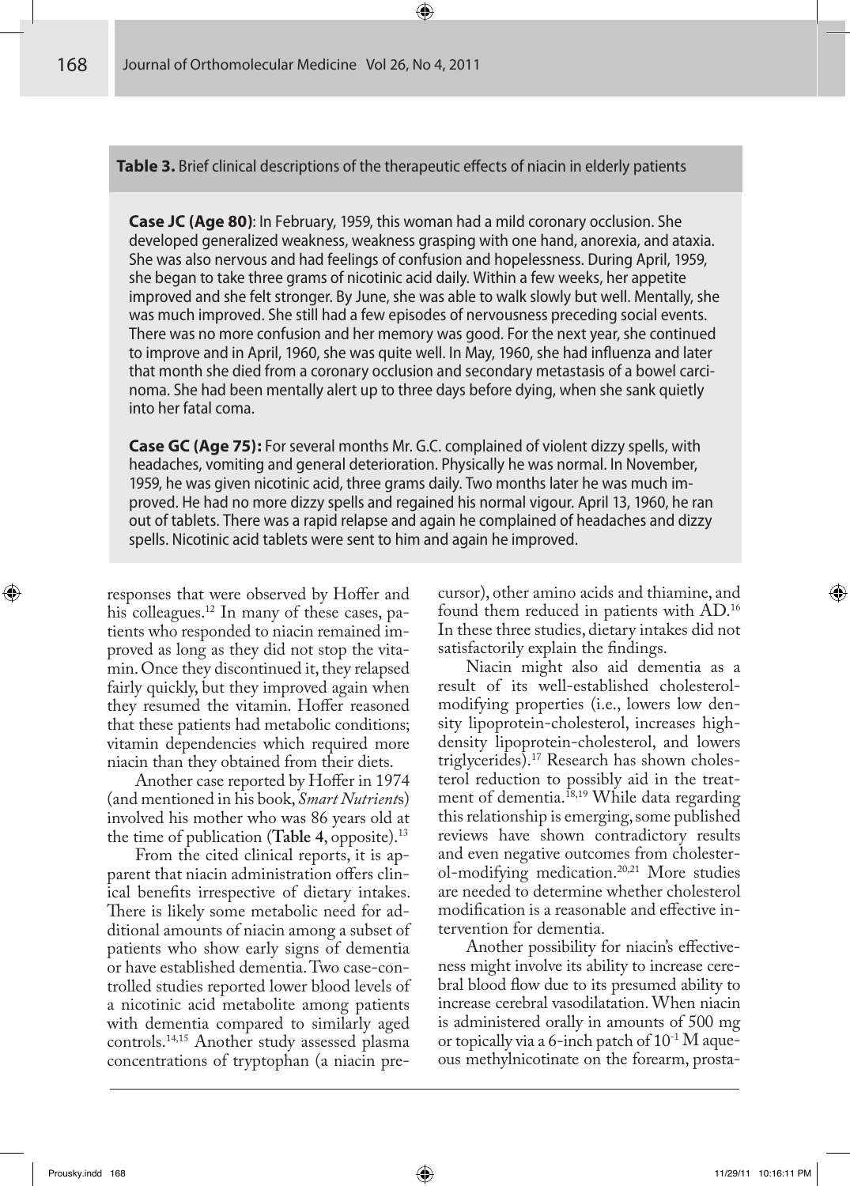**Table 3.** Brief clinical descriptions of the therapeutic effects of niacin in elderly patients

**Case JC (Age 80)**: In February, 1959, this woman had a mild coronary occlusion. She developed generalized weakness, weakness grasping with one hand, anorexia, and ataxia. She was also nervous and had feelings of confusion and hopelessness. During April, 1959, she began to take three grams of nicotinic acid daily. Within a few weeks, her appetite improved and she felt stronger. By June, she was able to walk slowly but well. Mentally, she was much improved. She still had a few episodes of nervousness preceding social events. There was no more confusion and her memory was good. For the next year, she continued to improve and in April, 1960, she was quite well. In May, 1960, she had influenza and later that month she died from a coronary occlusion and secondary metastasis of a bowel carcinoma. She had been mentally alert up to three days before dying, when she sank quietly into her fatal coma.

**Case GC (Age 75):** For several months Mr. G.C. complained of violent dizzy spells, with headaches, vomiting and general deterioration. Physically he was normal. In November, 1959, he was given nicotinic acid, three grams daily. Two months later he was much improved. He had no more dizzy spells and regained his normal vigour. April 13, 1960, he ran out of tablets. There was a rapid relapse and again he complained of headaches and dizzy spells. Nicotinic acid tablets were sent to him and again he improved.

responses that were observed by Hoffer and his colleagues.[12] In many of these cases, patients who responded to niacin remained improved as long as they did not stop the vitamin. Once they discontinued it, they relapsed fairly quickly, but they improved again when they resumed the vitamin. Hoffer reasoned that these patients had metabolic conditions; vitamin dependencies which required more niacin than they obtained from their diets.

Another case reported by Hoffer in 1974 (and mentioned in his book, *Smart Nutrients*) involved his mother who was 86 years old at the time of publication (**Table 4**, opposite).[13]

From the cited clinical reports, it is apparent that niacin administration offers clinical benefits irrespective of dietary intakes. There is likely some metabolic need for additional amounts of niacin among a subset of patients who show early signs of dementia or have established dementia. Two case-controlled studies reported lower blood levels of a nicotinic acid metabolite among patients with dementia compared to similarly aged controls.[14,15] Another study assessed plasma concentrations of tryptophan (a niacin precursor), other amino acids and thiamine, and found them reduced in patients with AD.[16] In these three studies, dietary intakes did not satisfactorily explain the findings.

Niacin might also aid dementia as a result of its well-established cholesterol-modifying properties (i.e., lowers low density lipoprotein-cholesterol, increases high-density lipoprotein-cholesterol, and lowers triglycerides).[17] Research has shown cholesterol reduction to possibly aid in the treatment of dementia.[18,19] While data regarding this relationship is emerging, some published reviews have shown contradictory results and even negative outcomes from cholesterol-modifying medication.[20,21] More studies are needed to determine whether cholesterol modification is a reasonable and effective intervention for dementia.

Another possibility for niacin's effectiveness might involve its ability to increase cerebral blood flow due to its presumed ability to increase cerebral vasodilatation. When niacin is administered orally in amounts of 500 mg or topically via a 6-inch patch of $10^{-1}$ M aqueous methylnicotinate on the forearm, prosta-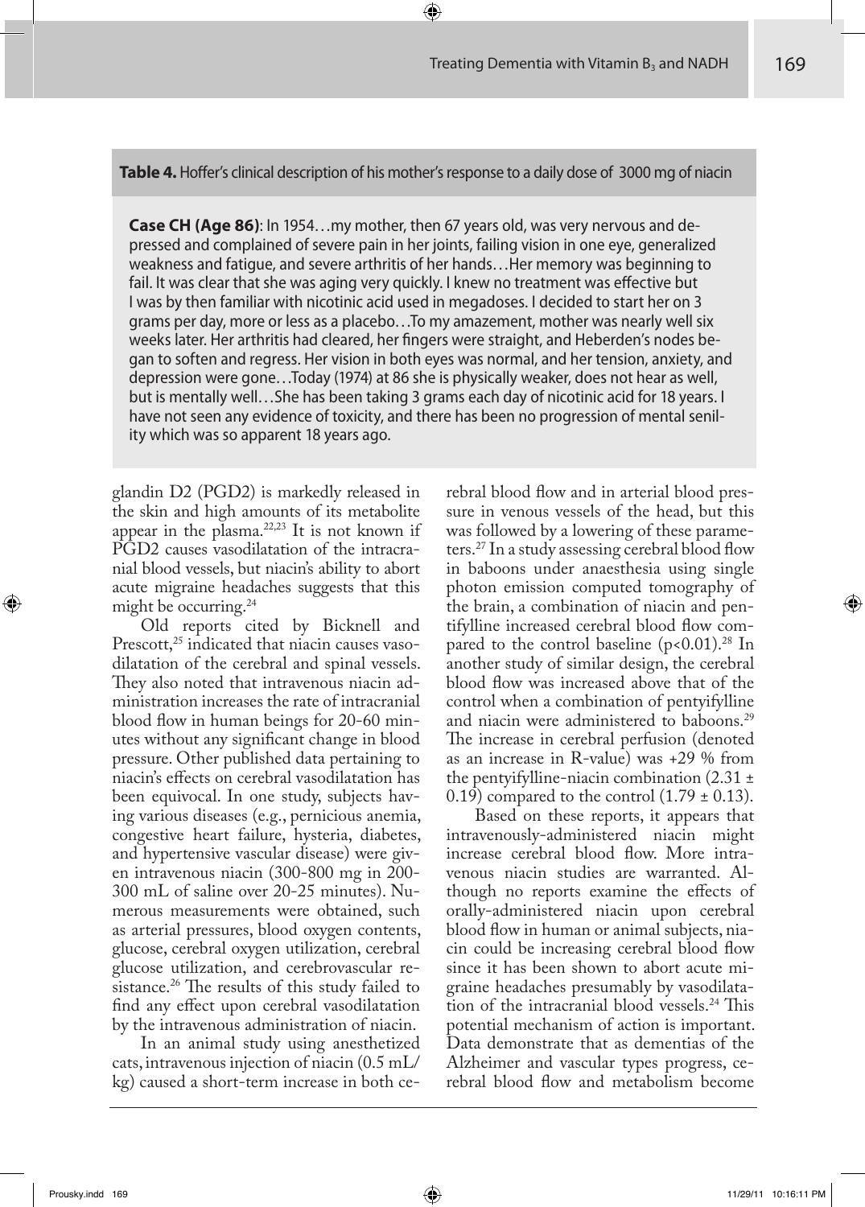**Table 4.** Hoffer's clinical description of his mother's response to a daily dose of 3000 mg of niacin

**Case CH (Age 86)**: In 1954…my mother, then 67 years old, was very nervous and depressed and complained of severe pain in her joints, failing vision in one eye, generalized weakness and fatigue, and severe arthritis of her hands…Her memory was beginning to fail. It was clear that she was aging very quickly. I knew no treatment was effective but I was by then familiar with nicotinic acid used in megadoses. I decided to start her on 3 grams per day, more or less as a placebo…To my amazement, mother was nearly well six weeks later. Her arthritis had cleared, her fingers were straight, and Heberden's nodes began to soften and regress. Her vision in both eyes was normal, and her tension, anxiety, and depression were gone…Today (1974) at 86 she is physically weaker, does not hear as well, but is mentally well…She has been taking 3 grams each day of nicotinic acid for 18 years. I have not seen any evidence of toxicity, and there has been no progression of mental senility which was so apparent 18 years ago.

glandin D2 (PGD2) is markedly released in the skin and high amounts of its metabolite appear in the plasma.[22,23] It is not known if PGD2 causes vasodilatation of the intracranial blood vessels, but niacin's ability to abort acute migraine headaches suggests that this might be occurring.[24]

Old reports cited by Bicknell and Prescott,[25] indicated that niacin causes vasodilatation of the cerebral and spinal vessels. They also noted that intravenous niacin administration increases the rate of intracranial blood flow in human beings for 20-60 minutes without any significant change in blood pressure. Other published data pertaining to niacin's effects on cerebral vasodilatation has been equivocal. In one study, subjects having various diseases (e.g., pernicious anemia, congestive heart failure, hysteria, diabetes, and hypertensive vascular disease) were given intravenous niacin (300-800 mg in 200-300 mL of saline over 20-25 minutes). Numerous measurements were obtained, such as arterial pressures, blood oxygen contents, glucose, cerebral oxygen utilization, cerebral glucose utilization, and cerebrovascular resistance.[26] The results of this study failed to find any effect upon cerebral vasodilatation by the intravenous administration of niacin.

In an animal study using anesthetized cats, intravenous injection of niacin (0.5 mL/kg) caused a short-term increase in both cerebral blood flow and in arterial blood pressure in venous vessels of the head, but this was followed by a lowering of these parameters.[27] In a study assessing cerebral blood flow in baboons under anaesthesia using single photon emission computed tomography of the brain, a combination of niacin and pentifylline increased cerebral blood flow compared to the control baseline ($p<0.01$).[28] In another study of similar design, the cerebral blood flow was increased above that of the control when a combination of pentyifylline and niacin were administered to baboons.[29] The increase in cerebral perfusion (denoted as an increase in R-value) was +29 % from the pentyifylline-niacin combination ($2.31 \pm 0.19$) compared to the control ($1.79 \pm 0.13$).

Based on these reports, it appears that intravenously-administered niacin might increase cerebral blood flow. More intravenous niacin studies are warranted. Although no reports examine the effects of orally-administered niacin upon cerebral blood flow in human or animal subjects, niacin could be increasing cerebral blood flow since it has been shown to abort acute migraine headaches presumably by vasodilatation of the intracranial blood vessels.[24] This potential mechanism of action is important. Data demonstrate that as dementias of the Alzheimer and vascular types progress, cerebral blood flow and metabolism become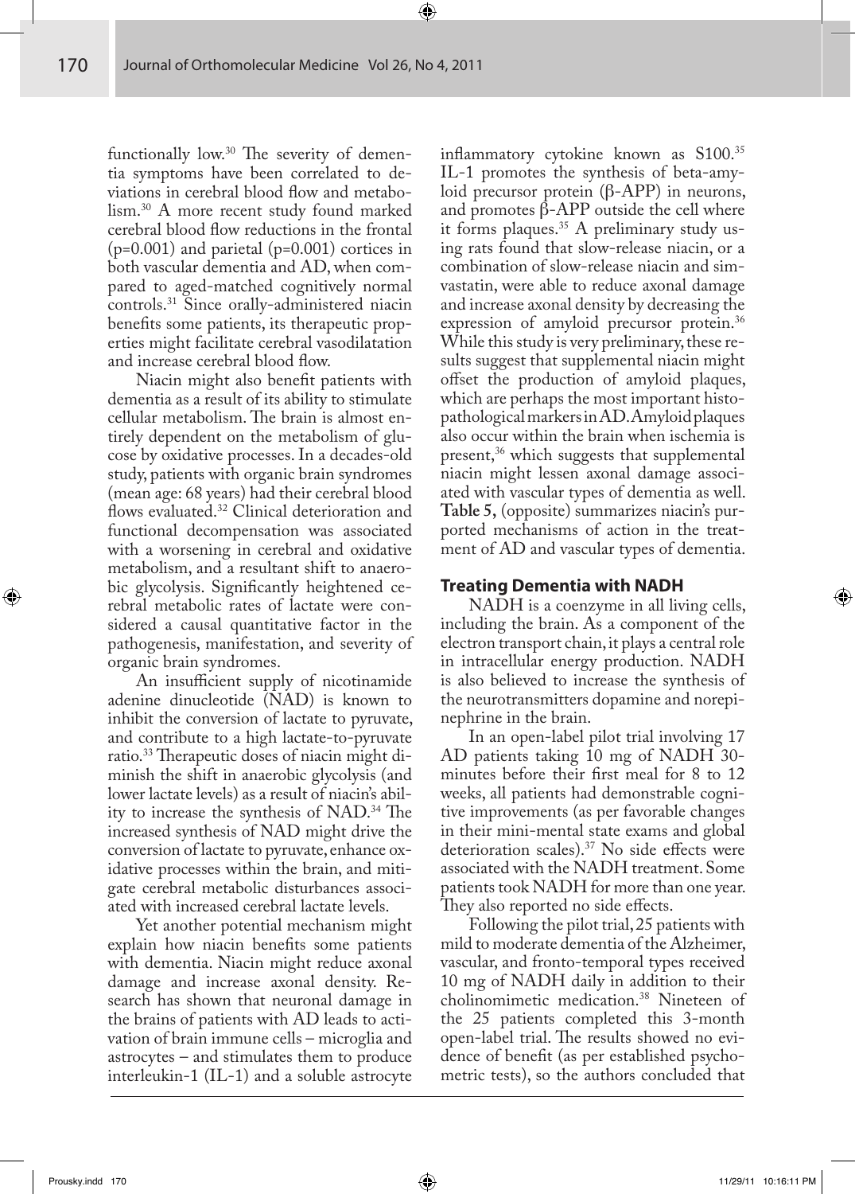functionally low.[30] The severity of dementia symptoms have been correlated to deviations in cerebral blood flow and metabolism.[30] A more recent study found marked cerebral blood flow reductions in the frontal ($p=0.001$) and parietal ($p=0.001$) cortices in both vascular dementia and AD, when compared to aged-matched cognitively normal controls.[31] Since orally-administered niacin benefits some patients, its therapeutic properties might facilitate cerebral vasodilatation and increase cerebral blood flow.

Niacin might also benefit patients with dementia as a result of its ability to stimulate cellular metabolism. The brain is almost entirely dependent on the metabolism of glucose by oxidative processes. In a decades-old study, patients with organic brain syndromes (mean age: 68 years) had their cerebral blood flows evaluated.[32] Clinical deterioration and functional decompensation was associated with a worsening in cerebral and oxidative metabolism, and a resultant shift to anaerobic glycolysis. Significantly heightened cerebral metabolic rates of lactate were considered a causal quantitative factor in the pathogenesis, manifestation, and severity of organic brain syndromes.

An insufficient supply of nicotinamide adenine dinucleotide (NAD) is known to inhibit the conversion of lactate to pyruvate, and contribute to a high lactate-to-pyruvate ratio.[33] Therapeutic doses of niacin might diminish the shift in anaerobic glycolysis (and lower lactate levels) as a result of niacin's ability to increase the synthesis of NAD.[34] The increased synthesis of NAD might drive the conversion of lactate to pyruvate, enhance oxidative processes within the brain, and mitigate cerebral metabolic disturbances associated with increased cerebral lactate levels.

Yet another potential mechanism might explain how niacin benefits some patients with dementia. Niacin might reduce axonal damage and increase axonal density. Research has shown that neuronal damage in the brains of patients with AD leads to activation of brain immune cells – microglia and astrocytes – and stimulates them to produce interleukin-1 (IL-1) and a soluble astrocyte inflammatory cytokine known as S100.[35] IL-1 promotes the synthesis of beta-amyloid precursor protein (β-APP) in neurons, and promotes β-APP outside the cell where it forms plaques.[35] A preliminary study using rats found that slow-release niacin, or a combination of slow-release niacin and simvastatin, were able to reduce axonal damage and increase axonal density by decreasing the expression of amyloid precursor protein.[36] While this study is very preliminary, these results suggest that supplemental niacin might offset the production of amyloid plaques, which are perhaps the most important histopathological markers in AD. Amyloid plaques also occur within the brain when ischemia is present,[36] which suggests that supplemental niacin might lessen axonal damage associated with vascular types of dementia as well. **Table 5,** (opposite) summarizes niacin's purported mechanisms of action in the treatment of AD and vascular types of dementia.

## Treating Dementia with NADH

NADH is a coenzyme in all living cells, including the brain. As a component of the electron transport chain, it plays a central role in intracellular energy production. NADH is also believed to increase the synthesis of the neurotransmitters dopamine and norepinephrine in the brain.

In an open-label pilot trial involving 17 AD patients taking 10 mg of NADH 30-minutes before their first meal for 8 to 12 weeks, all patients had demonstrable cognitive improvements (as per favorable changes in their mini-mental state exams and global deterioration scales).[37] No side effects were associated with the NADH treatment. Some patients took NADH for more than one year. They also reported no side effects.

Following the pilot trial, 25 patients with mild to moderate dementia of the Alzheimer, vascular, and fronto-temporal types received 10 mg of NADH daily in addition to their cholinomimetic medication.[38] Nineteen of the 25 patients completed this 3-month open-label trial. The results showed no evidence of benefit (as per established psychometric tests), so the authors concluded that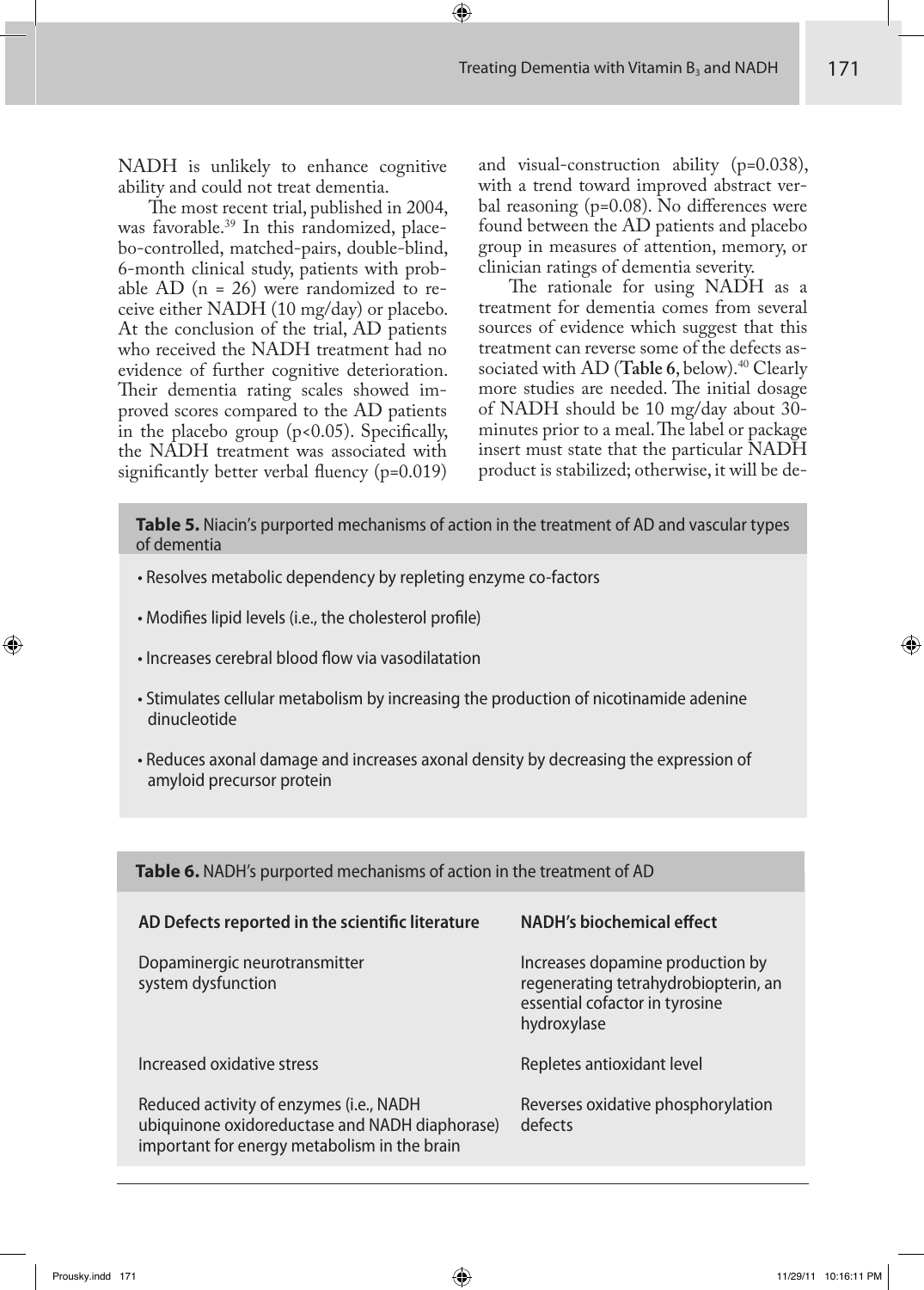NADH is unlikely to enhance cognitive ability and could not treat dementia.

The most recent trial, published in 2004, was favorable.[39] In this randomized, placebo-controlled, matched-pairs, double-blind, 6-month clinical study, patients with probable AD (n = 26) were randomized to receive either NADH (10 mg/day) or placebo. At the conclusion of the trial, AD patients who received the NADH treatment had no evidence of further cognitive deterioration. Their dementia rating scales showed improved scores compared to the AD patients in the placebo group ($p<0.05$). Specifically, the NADH treatment was associated with significantly better verbal fluency ($p=0.019$) and visual-construction ability ($p=0.038$), with a trend toward improved abstract verbal reasoning ($p=0.08$). No differences were found between the AD patients and placebo group in measures of attention, memory, or clinician ratings of dementia severity.

The rationale for using NADH as a treatment for dementia comes from several sources of evidence which suggest that this treatment can reverse some of the defects associated with AD (**Table 6**, below).[40] Clearly more studies are needed. The initial dosage of NADH should be 10 mg/day about 30-minutes prior to a meal. The label or package insert must state that the particular NADH product is stabilized; otherwise, it will be de-

**Table 5.** Niacin's purported mechanisms of action in the treatment of AD and vascular types of dementia

- Resolves metabolic dependency by repleting enzyme co-factors
- Modifies lipid levels (i.e., the cholesterol profile)
- Increases cerebral blood flow via vasodilatation
- Stimulates cellular metabolism by increasing the production of nicotinamide adenine dinucleotide
- Reduces axonal damage and increases axonal density by decreasing the expression of amyloid precursor protein

**Table 6.** NADH's purported mechanisms of action in the treatment of AD

| AD Defects reported in the scientific literature | NADH's biochemical effect |
|---|---|
| Dopaminergic neurotransmitter system dysfunction | Increases dopamine production by regenerating tetrahydrobiopterin, an essential cofactor in tyrosine hydroxylase |
| Increased oxidative stress | Repletes antioxidant level |
| Reduced activity of enzymes (i.e., NADH ubiquinone oxidoreductase and NADH diaphorase) important for energy metabolism in the brain | Reverses oxidative phosphorylation defects |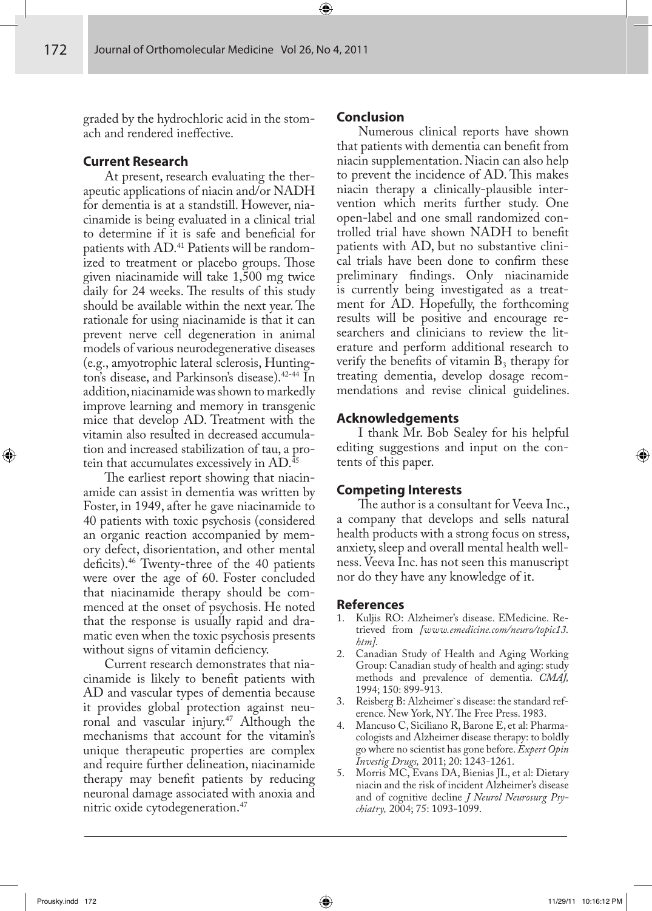graded by the hydrochloric acid in the stomach and rendered ineffective.

### Current Research

At present, research evaluating the therapeutic applications of niacin and/or NADH for dementia is at a standstill. However, niacinamide is being evaluated in a clinical trial to determine if it is safe and beneficial for patients with AD.[41] Patients will be randomized to treatment or placebo groups. Those given niacinamide will take 1,500 mg twice daily for 24 weeks. The results of this study should be available within the next year. The rationale for using niacinamide is that it can prevent nerve cell degeneration in animal models of various neurodegenerative diseases (e.g., amyotrophic lateral sclerosis, Huntington's disease, and Parkinson's disease).[42-44] In addition, niacinamide was shown to markedly improve learning and memory in transgenic mice that develop AD. Treatment with the vitamin also resulted in decreased accumulation and increased stabilization of tau, a protein that accumulates excessively in AD.[45]

The earliest report showing that niacinamide can assist in dementia was written by Foster, in 1949, after he gave niacinamide to 40 patients with toxic psychosis (considered an organic reaction accompanied by memory defect, disorientation, and other mental deficits).[46] Twenty-three of the 40 patients were over the age of 60. Foster concluded that niacinamide therapy should be commenced at the onset of psychosis. He noted that the response is usually rapid and dramatic even when the toxic psychosis presents without signs of vitamin deficiency.

Current research demonstrates that niacinamide is likely to benefit patients with AD and vascular types of dementia because it provides global protection against neuronal and vascular injury.[47] Although the mechanisms that account for the vitamin's unique therapeutic properties are complex and require further delineation, niacinamide therapy may benefit patients by reducing neuronal damage associated with anoxia and nitric oxide cytodegeneration.[47]

### Conclusion

Numerous clinical reports have shown that patients with dementia can benefit from niacin supplementation. Niacin can also help to prevent the incidence of AD. This makes niacin therapy a clinically-plausible intervention which merits further study. One open-label and one small randomized controlled trial have shown NADH to benefit patients with AD, but no substantive clinical trials have been done to confirm these preliminary findings. Only niacinamide is currently being investigated as a treatment for AD. Hopefully, the forthcoming results will be positive and encourage researchers and clinicians to review the literature and perform additional research to verify the benefits of vitamin $B_3$ therapy for treating dementia, develop dosage recommendations and revise clinical guidelines.

### Acknowledgements

I thank Mr. Bob Sealey for his helpful editing suggestions and input on the contents of this paper.

### Competing Interests

The author is a consultant for Veeva Inc., a company that develops and sells natural health products with a strong focus on stress, anxiety, sleep and overall mental health wellness. Veeva Inc. has not seen this manuscript nor do they have any knowledge of it.

### References

1. Kuljis RO: Alzheimer's disease. EMedicine. Retrieved from *[www.emedicine.com/neuro/topic13.htm].*
2. Canadian Study of Health and Aging Working Group: Canadian study of health and aging: study methods and prevalence of dementia. *CMAJ,* 1994; 150: 899-913.
3. Reisberg B: Alzheimer`s disease: the standard reference. New York, NY. The Free Press. 1983.
4. Mancuso C, Siciliano R, Barone E, et al: Pharmacologists and Alzheimer disease therapy: to boldly go where no scientist has gone before. *Expert Opin Investig Drugs,* 2011; 20: 1243-1261.
5. Morris MC, Evans DA, Bienias JL, et al: Dietary niacin and the risk of incident Alzheimer's disease and of cognitive decline *J Neurol Neurosurg Psychiatry,* 2004; 75: 1093-1099.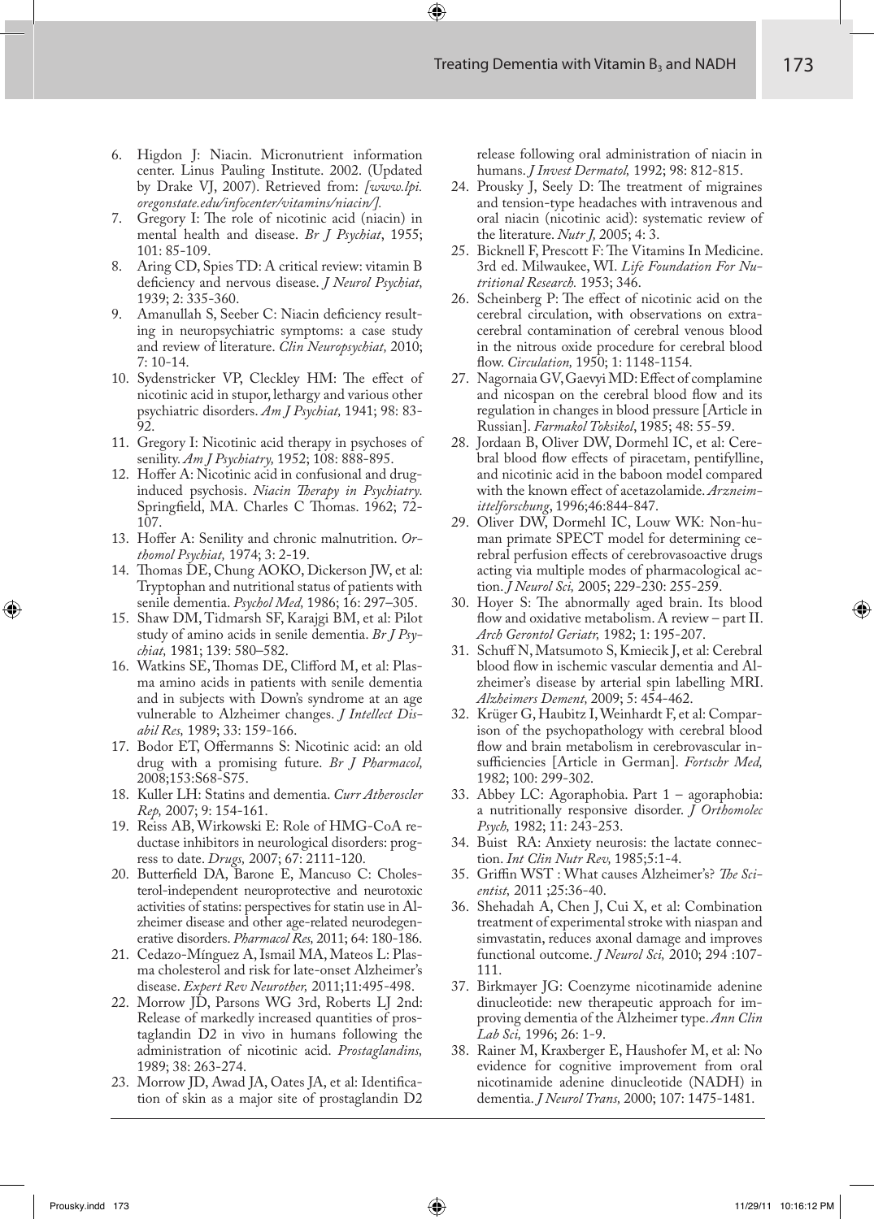6. Higdon J: Niacin. Micronutrient information center. Linus Pauling Institute. 2002. (Updated by Drake VJ, 2007). Retrieved from: *[www.lpi.oregonstate.edu/infocenter/vitamins/niacin/].*
7. Gregory I: The role of nicotinic acid (niacin) in mental health and disease. *Br J Psychiat*, 1955; 101: 85-109.
8. Aring CD, Spies TD: A critical review: vitamin B deficiency and nervous disease. *J Neurol Psychiat,* 1939; 2: 335-360.
9. Amanullah S, Seeber C: Niacin deficiency resulting in neuropsychiatric symptoms: a case study and review of literature. *Clin Neuropsychiat,* 2010; 7: 10-14.
10. Sydenstricker VP, Cleckley HM: The effect of nicotinic acid in stupor, lethargy and various other psychiatric disorders. *Am J Psychiat,* 1941; 98: 83-92.
11. Gregory I: Nicotinic acid therapy in psychoses of senility. *Am J Psychiatry,* 1952; 108: 888-895.
12. Hoffer A: Nicotinic acid in confusional and drug-induced psychosis. *Niacin Therapy in Psychiatry.* Springfield, MA. Charles C Thomas. 1962; 72-107.
13. Hoffer A: Senility and chronic malnutrition. *Orthomol Psychiat,* 1974; 3: 2-19.
14. Thomas DE, Chung AOKO, Dickerson JW, et al: Tryptophan and nutritional status of patients with senile dementia. *Psychol Med,* 1986; 16: 297–305.
15. Shaw DM, Tidmarsh SF, Karajgi BM, et al: Pilot study of amino acids in senile dementia. *Br J Psychiat,* 1981; 139: 580–582.
16. Watkins SE, Thomas DE, Clifford M, et al: Plasma amino acids in patients with senile dementia and in subjects with Down's syndrome at an age vulnerable to Alzheimer changes. *J Intellect Disabil Res,* 1989; 33: 159-166.
17. Bodor ET, Offermanns S: Nicotinic acid: an old drug with a promising future. *Br J Pharmacol,* 2008;153:S68-S75.
18. Kuller LH: Statins and dementia. *Curr Atheroscler Rep,* 2007; 9: 154-161.
19. Reiss AB, Wirkowski E: Role of HMG-CoA reductase inhibitors in neurological disorders: progress to date. *Drugs,* 2007; 67: 2111-120.
20. Butterfield DA, Barone E, Mancuso C: Cholesterol-independent neuroprotective and neurotoxic activities of statins: perspectives for statin use in Alzheimer disease and other age-related neurodegenerative disorders. *Pharmacol Res,* 2011; 64: 180-186.
21. Cedazo-Mínguez A, Ismail MA, Mateos L: Plasma cholesterol and risk for late-onset Alzheimer's disease. *Expert Rev Neurother,* 2011;11:495-498.
22. Morrow JD, Parsons WG 3rd, Roberts LJ 2nd: Release of markedly increased quantities of prostaglandin D2 in vivo in humans following the administration of nicotinic acid. *Prostaglandins,* 1989; 38: 263-274.
23. Morrow JD, Awad JA, Oates JA, et al: Identification of skin as a major site of prostaglandin D2 release following oral administration of niacin in humans. *J Invest Dermatol,* 1992; 98: 812-815.
24. Prousky J, Seely D: The treatment of migraines and tension-type headaches with intravenous and oral niacin (nicotinic acid): systematic review of the literature. *Nutr J,* 2005; 4: 3.
25. Bicknell F, Prescott F: The Vitamins In Medicine. 3rd ed. Milwaukee, WI. *Life Foundation For Nutritional Research.* 1953; 346.
26. Scheinberg P: The effect of nicotinic acid on the cerebral circulation, with observations on extra-cerebral contamination of cerebral venous blood in the nitrous oxide procedure for cerebral blood flow. *Circulation,* 1950; 1: 1148-1154.
27. Nagornaia GV, Gaevyi MD: Effect of complamine and nicospan on the cerebral blood flow and its regulation in changes in blood pressure [Article in Russian]. *Farmakol Toksikol*, 1985; 48: 55-59.
28. Jordaan B, Oliver DW, Dormehl IC, et al: Cerebral blood flow effects of piracetam, pentifylline, and nicotinic acid in the baboon model compared with the known effect of acetazolamide. *Arzneimittelforschung*, 1996;46:844-847.
29. Oliver DW, Dormehl IC, Louw WK: Non-human primate SPECT model for determining cerebral perfusion effects of cerebrovasoactive drugs acting via multiple modes of pharmacological action. *J Neurol Sci,* 2005; 229-230: 255-259.
30. Hoyer S: The abnormally aged brain. Its blood flow and oxidative metabolism. A review – part II. *Arch Gerontol Geriatr,* 1982; 1: 195-207.
31. Schuff N, Matsumoto S, Kmiecik J, et al: Cerebral blood flow in ischemic vascular dementia and Alzheimer's disease by arterial spin labelling MRI. *Alzheimers Dement,* 2009; 5: 454-462.
32. Krüger G, Haubitz I, Weinhardt F, et al: Comparison of the psychopathology with cerebral blood flow and brain metabolism in cerebrovascular insufficiencies [Article in German]. *Fortschr Med,* 1982; 100: 299-302.
33. Abbey LC: Agoraphobia. Part 1 – agoraphobia: a nutritionally responsive disorder. *J Orthomolec Psych,* 1982; 11: 243-253.
34. Buist RA: Anxiety neurosis: the lactate connection. *Int Clin Nutr Rev,* 1985;5:1-4.
35. Griffin WST : What causes Alzheimer's? *The Scientist,* 2011 ;25:36-40.
36. Shehadah A, Chen J, Cui X, et al: Combination treatment of experimental stroke with niaspan and simvastatin, reduces axonal damage and improves functional outcome. *J Neurol Sci,* 2010; 294 :107-111.
37. Birkmayer JG: Coenzyme nicotinamide adenine dinucleotide: new therapeutic approach for improving dementia of the Alzheimer type. *Ann Clin Lab Sci,* 1996; 26: 1-9.
38. Rainer M, Kraxberger E, Haushofer M, et al: No evidence for cognitive improvement from oral nicotinamide adenine dinucleotide (NADH) in dementia. *J Neurol Trans,* 2000; 107: 1475-1481.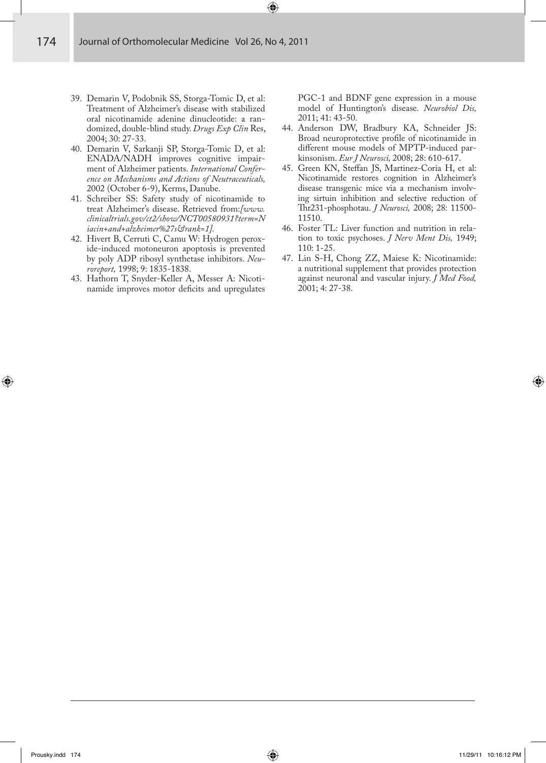39. Demarin V, Podobnik SS, Storga-Tomic D, et al: Treatment of Alzheimer's disease with stabilized oral nicotinamide adenine dinucleotide: a randomized, double-blind study. *Drugs Exp Clin* Res, 2004; 30: 27-33.
40. Demarin V, Sarkanji SP, Storga-Tomic D, et al: ENADA/NADH improves cognitive impairment of Alzheimer patients. *International Conference on Mechanisms and Actions of Neutraceuticals,* 2002 (October 6-9), Kerms, Danube.
41. Schreiber SS: Safety study of nicotinamide to treat Alzheimer's disease. Retrieved from:*[www.clinicaltrials.gov/ct2/show/NCT00580931?term=Niacin+and+alzheimer%27s&rank=1].*
42. Hivert B, Cerruti C, Camu W: Hydrogen peroxide-induced motoneuron apoptosis is prevented by poly ADP ribosyl synthetase inhibitors. *Neuroreport,* 1998; 9: 1835-1838.
43. Hathorn T, Snyder-Keller A, Messer A: Nicotinamide improves motor deficits and upregulates PGC-1 and BDNF gene expression in a mouse model of Huntington's disease. *Neurobiol Dis,* 2011; 41: 43-50.
44. Anderson DW, Bradbury KA, Schneider JS: Broad neuroprotective profile of nicotinamide in different mouse models of MPTP-induced parkinsonism. *Eur J Neurosci,* 2008; 28: 610-617.
45. Green KN, Steffan JS, Martinez-Coria H, et al: Nicotinamide restores cognition in Alzheimer's disease transgenic mice via a mechanism involving sirtuin inhibition and selective reduction of Thr231-phosphotau. *J Neurosci,* 2008; 28: 11500-11510.
46. Foster TL: Liver function and nutrition in relation to toxic psychoses. *J Nerv Ment Dis,* 1949; 110: 1-25.
47. Lin S-H, Chong ZZ, Maiese K: Nicotinamide: a nutritional supplement that provides protection against neuronal and vascular injury. *J Med Food,* 2001; 4: 27-38.